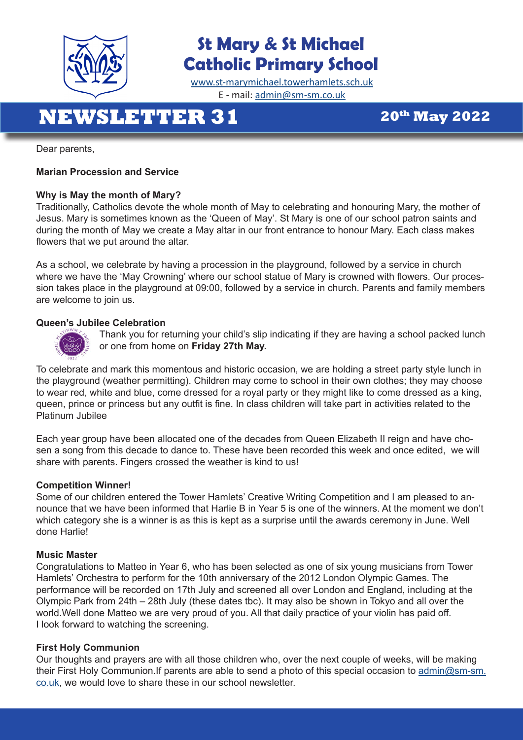# St Mary & St Michael Catholic Primary School

www.st-marymichael.towerhamlets.sch.uk

E - mail: admin@sm-sm.co.uk

# NEWSLETTER 31

**20th May 2022**

Dear parents,

**Marian Procession and Service**

**Why is May the month of Mary?**

Traditionally, Catholics devote the whole month of May to celebrating and honouring Mary, the mother of Jesus. Mary is sometimes known as the 'Queen of May'. St Mary is one of our school patron saints and during the month of May we create a May altar in our front entrance to honour Mary. Each class makes flowers that we put around the altar.

As a school, we celebrate by having a procession in the playground, followed by a service in church where we have the 'May Crowning' where our school statue of Mary is crowned with flowers. Our procession takes place in the playground at 09:00, followed by a service in church. Parents and family members are welcome to join us.

**Queen's Jubilee Celebration**

Thank you for returning your child's slip indicating if they are having a school packed lunch or one from home on **Friday 27th May.**

To celebrate and mark this momentous and historic occasion, we are holding a street party style lunch in the playground (weather permitting). Children may come to school in their own clothes; they may choose to wear red, white and blue, come dressed for a royal party or they might like to come dressed as a king, queen, prince or princess but any outfit is fine. In class children will take part in activities related to the Platinum Jubilee

Each year group have been allocated one of the decades from Queen Elizabeth II reign and have chosen a song from this decade to dance to. These have been recorded this week and once edited, we will share with parents. Fingers crossed the weather is kind to us!

**Competition Winner!**

Some of our children entered the Tower Hamlets' Creative Writing Competition and I am pleased to announce that we have been informed that Harlie B in Year 5 is one of the winners. At the moment we don't which category she is a winner is as this is kept as a surprise until the awards ceremony in June. Well done Harlie!

**Music Master**

Congratulations to Matteo in Year 6, who has been selected as one of six young musicians from Tower Hamlets' Orchestra to perform for the 10th anniversary of the 2012 London Olympic Games. The performance will be recorded on 17th July and screened all over London and England, including at the Olympic Park from 24th – 28th July (these dates tbc). It may also be shown in Tokyo and all over the world.Well done Matteo we are very proud of you. All that daily practice of your violin has paid off.
I look forward to watching the screening.

**First Holy Communion**

Our thoughts and prayers are with all those children who, over the next couple of weeks, will be making their First Holy Communion.If parents are able to send a photo of this special occasion to admin@sm-sm.co.uk, we would love to share these in our school newsletter.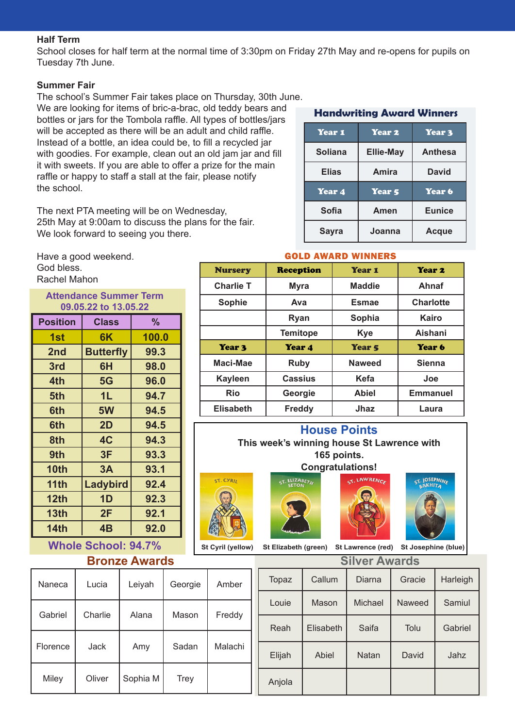### Half Term

School closes for half term at the normal time of 3:30pm on Friday 27th May and re-opens for pupils on Tuesday 7th June.

### Summer Fair

The school's Summer Fair takes place on Thursday, 30th June. We are looking for items of bric-a-brac, old teddy bears and bottles or jars for the Tombola raffle. All types of bottles/jars will be accepted as there will be an adult and child raffle. Instead of a bottle, an idea could be, to fill a recycled jar with goodies. For example, clean out an old jam jar and fill it with sweets. If you are able to offer a prize for the main raffle or happy to staff a stall at the fair, please notify the school.

The next PTA meeting will be on Wednesday, 25th May at 9:00am to discuss the plans for the fair. We look forward to seeing you there.

Have a good weekend.
God bless.
Rachel Mahon

### Handwriting Award Winners

| Year 1 | Year 2 | Year 3 |
|---|---|---|
| Soliana | Ellie-May | Anthesa |
| Elias | Amira | David |
| **Year 4** | **Year 5** | **Year 6** |
| Sofia | Amen | Eunice |
| Sayra | Joanna | Acque |

### Attendance Summer Term 09.05.22 to 13.05.22

| Position | Class | % |
|---|---|---|
| 1st | 6K | 100.0 |
| 2nd | Butterfly | 99.3 |
| 3rd | 6H | 98.0 |
| 4th | 5G | 96.0 |
| 5th | 1L | 94.7 |
| 6th | 5W | 94.5 |
| 6th | 2D | 94.5 |
| 8th | 4C | 94.3 |
| 9th | 3F | 93.3 |
| 10th | 3A | 93.1 |
| 11th | Ladybird | 92.4 |
| 12th | 1D | 92.3 |
| 13th | 2F | 92.1 |
| 14th | 4B | 92.0 |

**Whole School: 94.7%**

### GOLD AWARD WINNERS

| Nursery | Reception | Year 1 | Year 2 |
|---|---|---|---|
| Charlie T | Myra | Maddie | Ahnaf |
| Sophie | Ava | Esmae | Charlotte |
| | Ryan | Sophia | Kairo |
| | Temitope | Kye | Aishani |
| **Year 3** | **Year 4** | **Year 5** | **Year 6** |
| Maci-Mae | Ruby | Naweed | Sienna |
| Kayleen | Cassius | Kefa | Joe |
| Rio | Georgie | Abiel | Emmanuel |
| Elisabeth | Freddy | Jhaz | Laura |

### House Points

This week's winning house St Lawrence with 165 points.
Congratulations!

St Cyril (yellow) St Elizabeth (green) St Lawrence (red) St Josephine (blue)

### Bronze Awards

| | | | | |
|---|---|---|---|---|
| Naneca | Lucia | Leiyah | Georgie | Amber |
| Gabriel | Charlie | Alana | Mason | Freddy |
| Florence | Jack | Amy | Sadan | Malachi |
| Miley | Oliver | Sophia M | Trey | |

### Silver Awards

| | | | | |
|---|---|---|---|---|
| Topaz | Callum | Diarna | Gracie | Harleigh |
| Louie | Mason | Michael | Naweed | Samiul |
| Reah | Elisabeth | Saifa | Tolu | Gabriel |
| Elijah | Abiel | Natan | David | Jahz |
| Anjola | | | | |